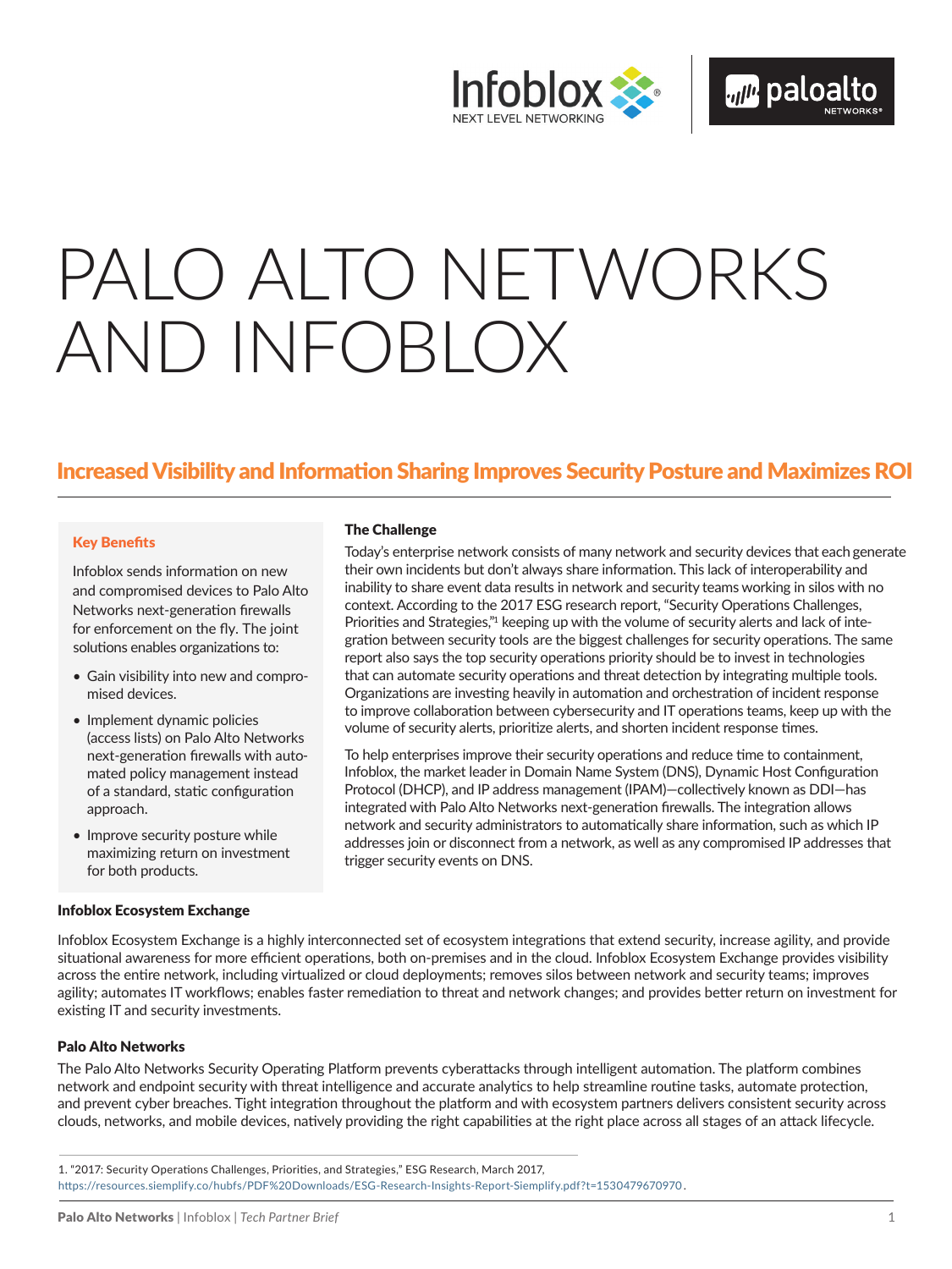# PALO ALTO NETWORKS AND INFOBLOX

## Increased Visibility and Information Sharing Improves Security Posture and Maximizes ROI

### Key Benefits

Infoblox sends information on new and compromised devices to Palo Alto Networks next-generation firewalls for enforcement on the fly. The joint solutions enables organizations to:

- Gain visibility into new and compromised devices.
- Implement dynamic policies (access lists) on Palo Alto Networks next-generation firewalls with automated policy management instead of a standard, static configuration approach.
- Improve security posture while maximizing return on investment for both products.

### The Challenge

Today's enterprise network consists of many network and security devices that each generate their own incidents but don't always share information. This lack of interoperability and inability to share event data results in network and security teams working in silos with no context. According to the 2017 ESG research report, "Security Operations Challenges, Priorities and Strategies,"[1] keeping up with the volume of security alerts and lack of integration between security tools are the biggest challenges for security operations. The same report also says the top security operations priority should be to invest in technologies that can automate security operations and threat detection by integrating multiple tools. Organizations are investing heavily in automation and orchestration of incident response to improve collaboration between cybersecurity and IT operations teams, keep up with the volume of security alerts, prioritize alerts, and shorten incident response times.

To help enterprises improve their security operations and reduce time to containment, Infoblox, the market leader in Domain Name System (DNS), Dynamic Host Configuration Protocol (DHCP), and IP address management (IPAM)—collectively known as DDI—has integrated with Palo Alto Networks next-generation firewalls. The integration allows network and security administrators to automatically share information, such as which IP addresses join or disconnect from a network, as well as any compromised IP addresses that trigger security events on DNS.

### Infoblox Ecosystem Exchange

Infoblox Ecosystem Exchange is a highly interconnected set of ecosystem integrations that extend security, increase agility, and provide situational awareness for more efficient operations, both on-premises and in the cloud. Infoblox Ecosystem Exchange provides visibility across the entire network, including virtualized or cloud deployments; removes silos between network and security teams; improves agility; automates IT workflows; enables faster remediation to threat and network changes; and provides better return on investment for existing IT and security investments.

### Palo Alto Networks

The Palo Alto Networks Security Operating Platform prevents cyberattacks through intelligent automation. The platform combines network and endpoint security with threat intelligence and accurate analytics to help streamline routine tasks, automate protection, and prevent cyber breaches. Tight integration throughout the platform and with ecosystem partners delivers consistent security across clouds, networks, and mobile devices, natively providing the right capabilities at the right place across all stages of an attack lifecycle.

---

1. "2017: Security Operations Challenges, Priorities, and Strategies," ESG Research, March 2017, https://resources.siemplify.co/hubfs/PDF%20Downloads/ESG-Research-Insights-Report-Siemplify.pdf?t=1530479670970.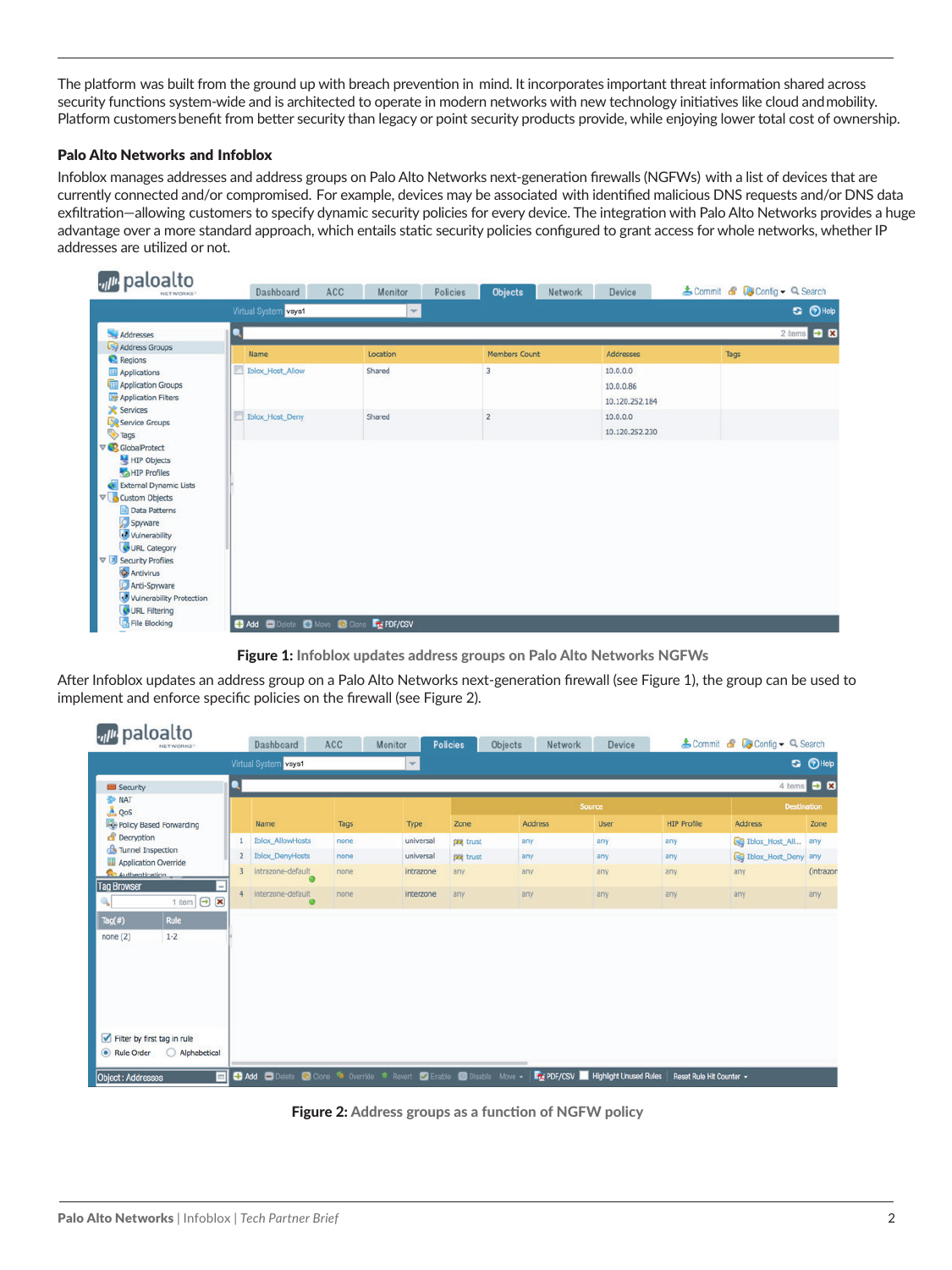The platform was built from the ground up with breach prevention in mind. It incorporates important threat information shared across security functions system-wide and is architected to operate in modern networks with new technology initiatives like cloud and mobility. Platform customers benefit from better security than legacy or point security products provide, while enjoying lower total cost of ownership.

### Palo Alto Networks and Infoblox

Infoblox manages addresses and address groups on Palo Alto Networks next-generation firewalls (NGFWs) with a list of devices that are currently connected and/or compromised. For example, devices may be associated with identified malicious DNS requests and/or DNS data exfiltration—allowing customers to specify dynamic security policies for every device. The integration with Palo Alto Networks provides a huge advantage over a more standard approach, which entails static security policies configured to grant access for whole networks, whether IP addresses are utilized or not.

**Figure 1:** Infoblox updates address groups on Palo Alto Networks NGFWs

After Infoblox updates an address group on a Palo Alto Networks next-generation firewall (see Figure 1), the group can be used to implement and enforce specific policies on the firewall (see Figure 2).

**Figure 2:** Address groups as a function of NGFW policy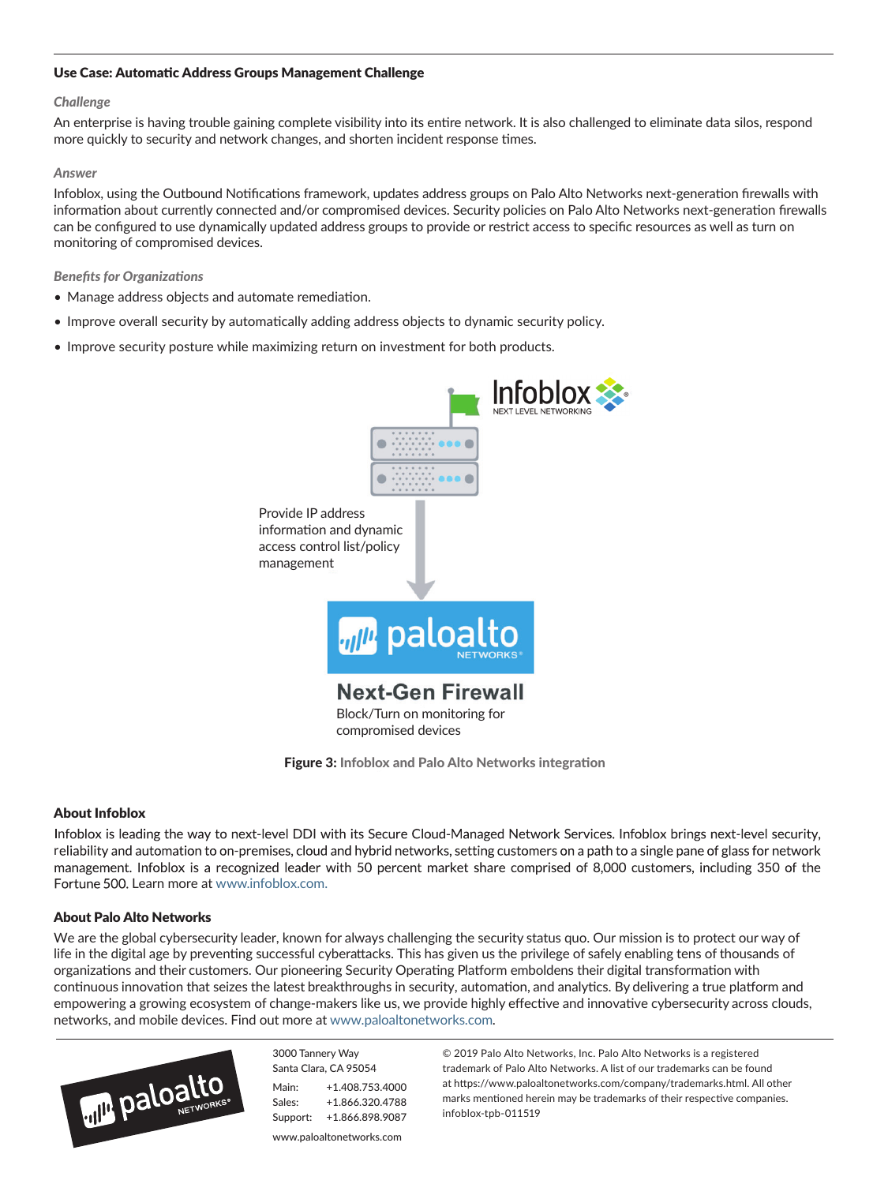### Use Case: Automatic Address Groups Management Challenge

*Challenge*

An enterprise is having trouble gaining complete visibility into its entire network. It is also challenged to eliminate data silos, respond more quickly to security and network changes, and shorten incident response times.

*Answer*

Infoblox, using the Outbound Notifications framework, updates address groups on Palo Alto Networks next-generation firewalls with information about currently connected and/or compromised devices. Security policies on Palo Alto Networks next-generation firewalls can be configured to use dynamically updated address groups to provide or restrict access to specific resources as well as turn on monitoring of compromised devices.

*Benefits for Organizations*

- Manage address objects and automate remediation.
- Improve overall security by automatically adding address objects to dynamic security policy.
- Improve security posture while maximizing return on investment for both products.

Infoblox
NEXT LEVEL NETWORKING

Provide IP address information and dynamic access control list/policy management

paloalto NETWORKS

Next-Gen Firewall
Block/Turn on monitoring for compromised devices

**Figure 3:** Infoblox and Palo Alto Networks integration

### About Infoblox

Infoblox is leading the way to next-level DDI with its Secure Cloud-Managed Network Services. Infoblox brings next-level security, reliability and automation to on-premises, cloud and hybrid networks, setting customers on a path to a single pane of glass for network management. Infoblox is a recognized leader with 50 percent market share comprised of 8,000 customers, including 350 of the Fortune 500. Learn more at www.infoblox.com.

### About Palo Alto Networks

We are the global cybersecurity leader, known for always challenging the security status quo. Our mission is to protect our way of life in the digital age by preventing successful cyberattacks. This has given us the privilege of safely enabling tens of thousands of organizations and their customers. Our pioneering Security Operating Platform emboldens their digital transformation with continuous innovation that seizes the latest breakthroughs in security, automation, and analytics. By delivering a true platform and empowering a growing ecosystem of change-makers like us, we provide highly effective and innovative cybersecurity across clouds, networks, and mobile devices. Find out more at www.paloaltonetworks.com.

paloalto NETWORKS

3000 Tannery Way
Santa Clara, CA 95054

| | |
|---|---|
| Main: | +1.408.753.4000 |
| Sales: | +1.866.320.4788 |
| Support: | +1.866.898.9087 |

www.paloaltonetworks.com

© 2019 Palo Alto Networks, Inc. Palo Alto Networks is a registered trademark of Palo Alto Networks. A list of our trademarks can be found at https://www.paloaltonetworks.com/company/trademarks.html. All other marks mentioned herein may be trademarks of their respective companies. infoblox-tpb-011519